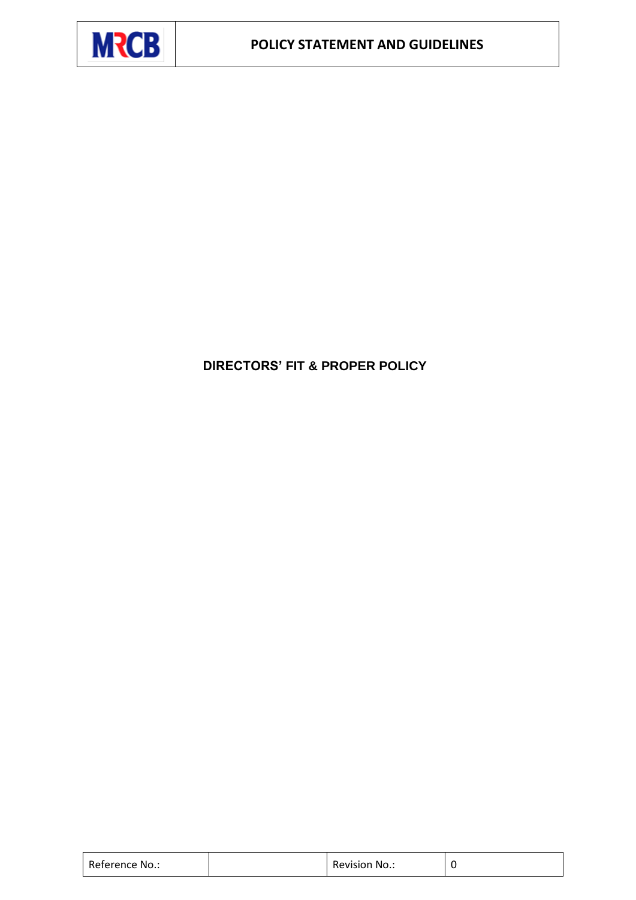| MRCB | POLICY STATEMENT AND GUIDELINES |
|---|---|

# DIRECTORS' FIT & PROPER POLICY

| Reference No.: | | Revision No.: | 0 |
|---|---|---|---|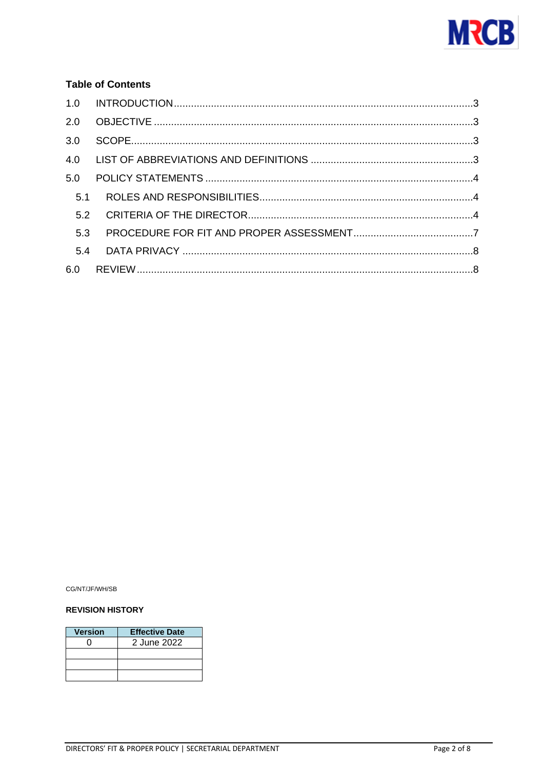**Table of Contents**

1.0 INTRODUCTION ........................................................................ 3

2.0 OBJECTIVE ........................................................................ 3

3.0 SCOPE ........................................................................ 3

4.0 LIST OF ABBREVIATIONS AND DEFINITIONS ........................................................................ 3

5.0 POLICY STATEMENTS ........................................................................ 4

  5.1 ROLES AND RESPONSIBILITIES ........................................................................ 4

  5.2 CRITERIA OF THE DIRECTOR ........................................................................ 4

  5.3 PROCEDURE FOR FIT AND PROPER ASSESSMENT ........................................................................ 7

  5.4 DATA PRIVACY ........................................................................ 8

6.0 REVIEW ........................................................................ 8

CG/NT/JF/WH/SB

**REVISION HISTORY**

| Version | Effective Date |
|---|---|
| 0 | 2 June 2022 |
| | |
| | |
| | |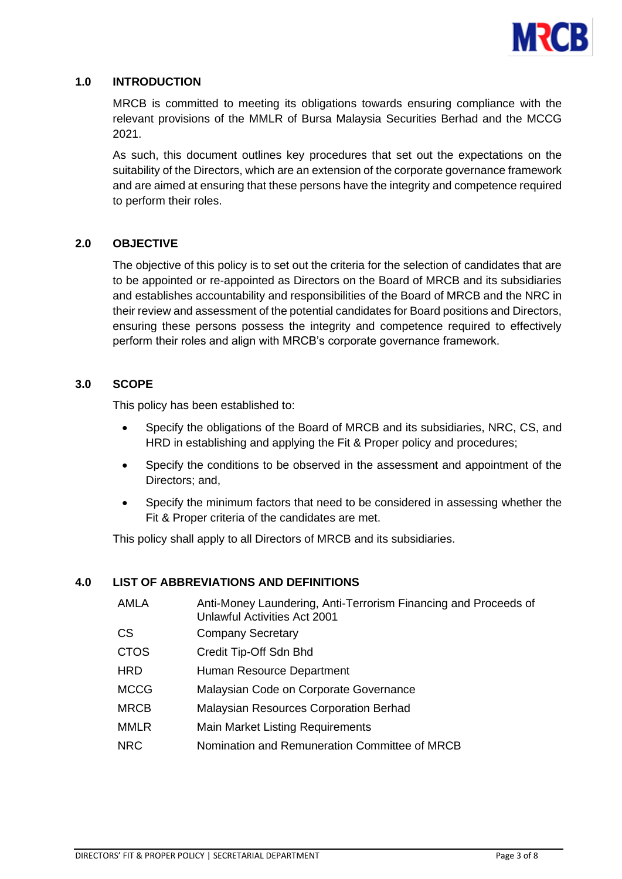## 1.0 INTRODUCTION

MRCB is committed to meeting its obligations towards ensuring compliance with the relevant provisions of the MMLR of Bursa Malaysia Securities Berhad and the MCCG 2021.

As such, this document outlines key procedures that set out the expectations on the suitability of the Directors, which are an extension of the corporate governance framework and are aimed at ensuring that these persons have the integrity and competence required to perform their roles.

## 2.0 OBJECTIVE

The objective of this policy is to set out the criteria for the selection of candidates that are to be appointed or re-appointed as Directors on the Board of MRCB and its subsidiaries and establishes accountability and responsibilities of the Board of MRCB and the NRC in their review and assessment of the potential candidates for Board positions and Directors, ensuring these persons possess the integrity and competence required to effectively perform their roles and align with MRCB's corporate governance framework.

## 3.0 SCOPE

This policy has been established to:

- Specify the obligations of the Board of MRCB and its subsidiaries, NRC, CS, and HRD in establishing and applying the Fit & Proper policy and procedures;
- Specify the conditions to be observed in the assessment and appointment of the Directors; and,
- Specify the minimum factors that need to be considered in assessing whether the Fit & Proper criteria of the candidates are met.

This policy shall apply to all Directors of MRCB and its subsidiaries.

## 4.0 LIST OF ABBREVIATIONS AND DEFINITIONS

| | |
|---|---|
| AMLA | Anti-Money Laundering, Anti-Terrorism Financing and Proceeds of Unlawful Activities Act 2001 |
| CS | Company Secretary |
| CTOS | Credit Tip-Off Sdn Bhd |
| HRD | Human Resource Department |
| MCCG | Malaysian Code on Corporate Governance |
| MRCB | Malaysian Resources Corporation Berhad |
| MMLR | Main Market Listing Requirements |
| NRC | Nomination and Remuneration Committee of MRCB |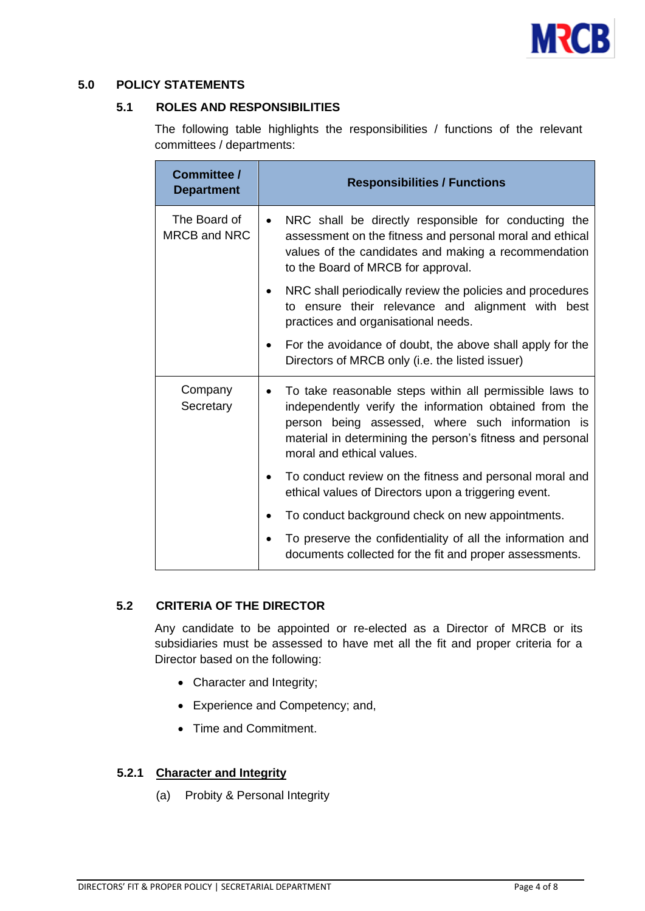## 5.0 POLICY STATEMENTS

### 5.1 ROLES AND RESPONSIBILITIES

The following table highlights the responsibilities / functions of the relevant committees / departments:

| Committee / Department | Responsibilities / Functions |
|---|---|
| The Board of MRCB and NRC | • NRC shall be directly responsible for conducting the assessment on the fitness and personal moral and ethical values of the candidates and making a recommendation to the Board of MRCB for approval.<br>• NRC shall periodically review the policies and procedures to ensure their relevance and alignment with best practices and organisational needs.<br>• For the avoidance of doubt, the above shall apply for the Directors of MRCB only (i.e. the listed issuer) |
| Company Secretary | • To take reasonable steps within all permissible laws to independently verify the information obtained from the person being assessed, where such information is material in determining the person's fitness and personal moral and ethical values.<br>• To conduct review on the fitness and personal moral and ethical values of Directors upon a triggering event.<br>• To conduct background check on new appointments.<br>• To preserve the confidentiality of all the information and documents collected for the fit and proper assessments. |

### 5.2 CRITERIA OF THE DIRECTOR

Any candidate to be appointed or re-elected as a Director of MRCB or its subsidiaries must be assessed to have met all the fit and proper criteria for a Director based on the following:

- Character and Integrity;
- Experience and Competency; and,
- Time and Commitment.

#### 5.2.1 Character and Integrity

(a) Probity & Personal Integrity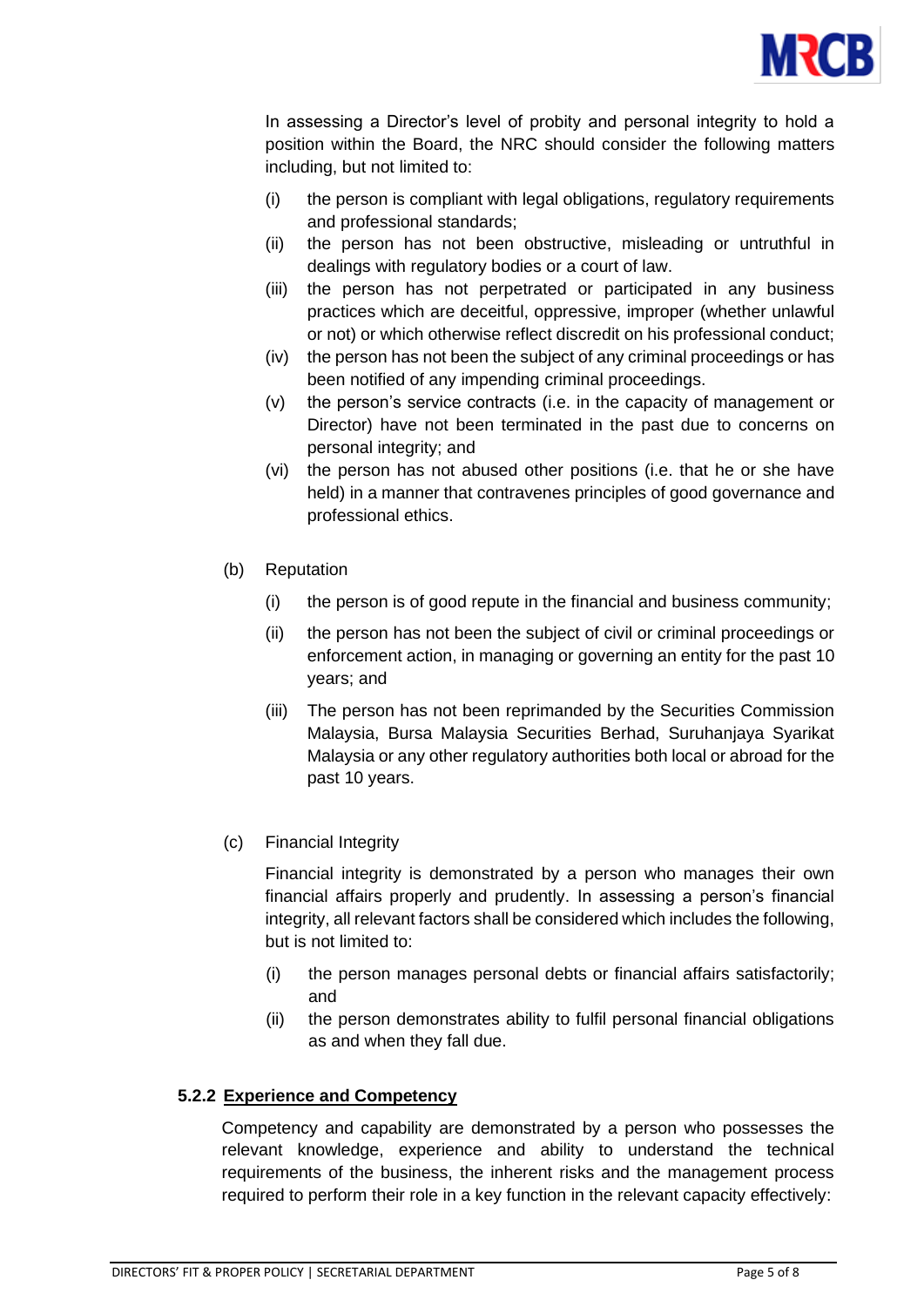In assessing a Director's level of probity and personal integrity to hold a position within the Board, the NRC should consider the following matters including, but not limited to:

(i) the person is compliant with legal obligations, regulatory requirements and professional standards;

(ii) the person has not been obstructive, misleading or untruthful in dealings with regulatory bodies or a court of law.

(iii) the person has not perpetrated or participated in any business practices which are deceitful, oppressive, improper (whether unlawful or not) or which otherwise reflect discredit on his professional conduct;

(iv) the person has not been the subject of any criminal proceedings or has been notified of any impending criminal proceedings.

(v) the person's service contracts (i.e. in the capacity of management or Director) have not been terminated in the past due to concerns on personal integrity; and

(vi) the person has not abused other positions (i.e. that he or she have held) in a manner that contravenes principles of good governance and professional ethics.

(b) Reputation

(i) the person is of good repute in the financial and business community;

(ii) the person has not been the subject of civil or criminal proceedings or enforcement action, in managing or governing an entity for the past 10 years; and

(iii) The person has not been reprimanded by the Securities Commission Malaysia, Bursa Malaysia Securities Berhad, Suruhanjaya Syarikat Malaysia or any other regulatory authorities both local or abroad for the past 10 years.

(c) Financial Integrity

Financial integrity is demonstrated by a person who manages their own financial affairs properly and prudently. In assessing a person's financial integrity, all relevant factors shall be considered which includes the following, but is not limited to:

(i) the person manages personal debts or financial affairs satisfactorily; and

(ii) the person demonstrates ability to fulfil personal financial obligations as and when they fall due.

#### 5.2.2 <u>Experience and Competency</u>

Competency and capability are demonstrated by a person who possesses the relevant knowledge, experience and ability to understand the technical requirements of the business, the inherent risks and the management process required to perform their role in a key function in the relevant capacity effectively: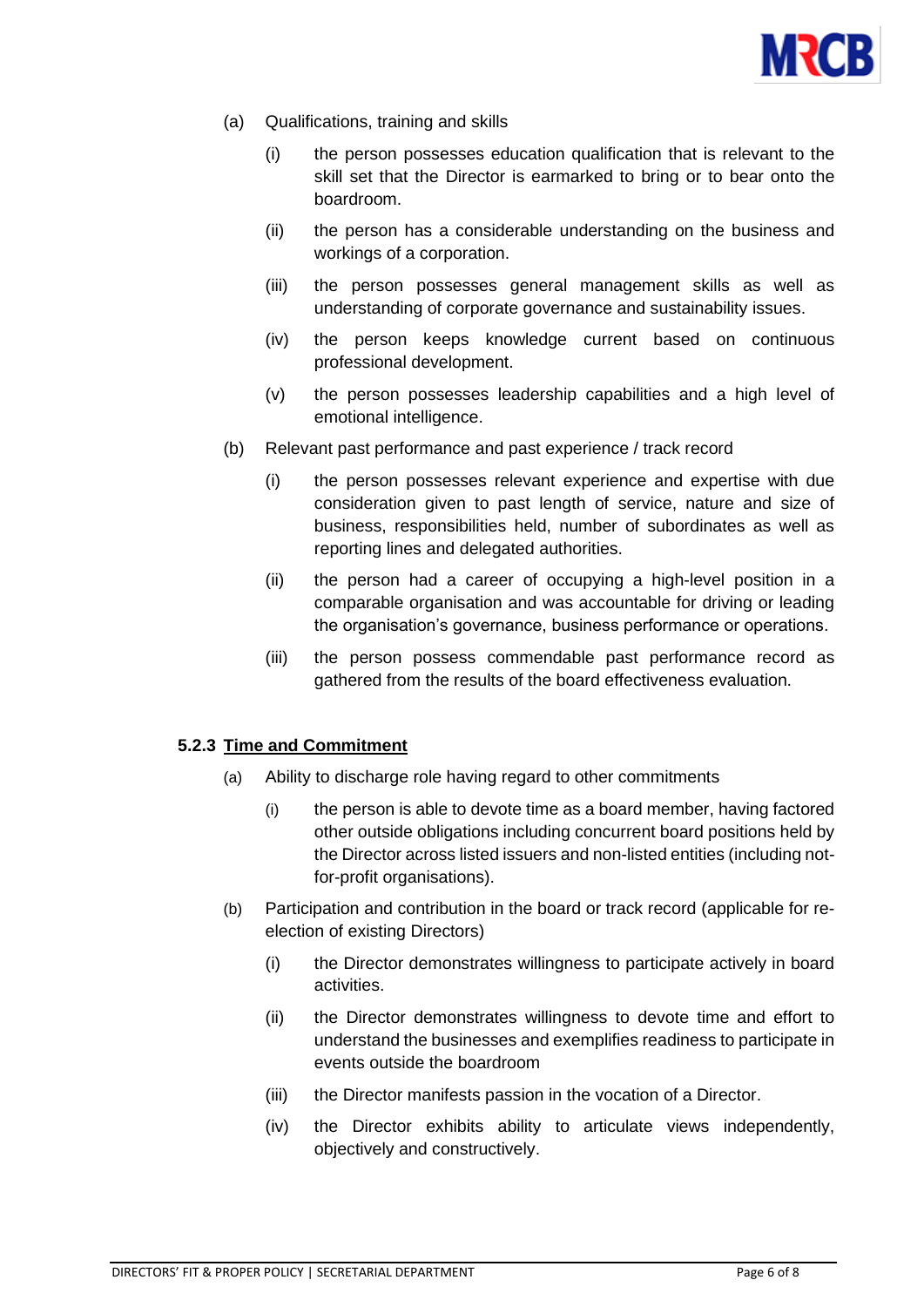(a) Qualifications, training and skills

   (i) the person possesses education qualification that is relevant to the skill set that the Director is earmarked to bring or to bear onto the boardroom.

   (ii) the person has a considerable understanding on the business and workings of a corporation.

   (iii) the person possesses general management skills as well as understanding of corporate governance and sustainability issues.

   (iv) the person keeps knowledge current based on continuous professional development.

   (v) the person possesses leadership capabilities and a high level of emotional intelligence.

(b) Relevant past performance and past experience / track record

   (i) the person possesses relevant experience and expertise with due consideration given to past length of service, nature and size of business, responsibilities held, number of subordinates as well as reporting lines and delegated authorities.

   (ii) the person had a career of occupying a high-level position in a comparable organisation and was accountable for driving or leading the organisation's governance, business performance or operations.

   (iii) the person possess commendable past performance record as gathered from the results of the board effectiveness evaluation.

### 5.2.3 <u>Time and Commitment</u>

(a) Ability to discharge role having regard to other commitments

   (i) the person is able to devote time as a board member, having factored other outside obligations including concurrent board positions held by the Director across listed issuers and non-listed entities (including not-for-profit organisations).

(b) Participation and contribution in the board or track record (applicable for re-election of existing Directors)

   (i) the Director demonstrates willingness to participate actively in board activities.

   (ii) the Director demonstrates willingness to devote time and effort to understand the businesses and exemplifies readiness to participate in events outside the boardroom

   (iii) the Director manifests passion in the vocation of a Director.

   (iv) the Director exhibits ability to articulate views independently, objectively and constructively.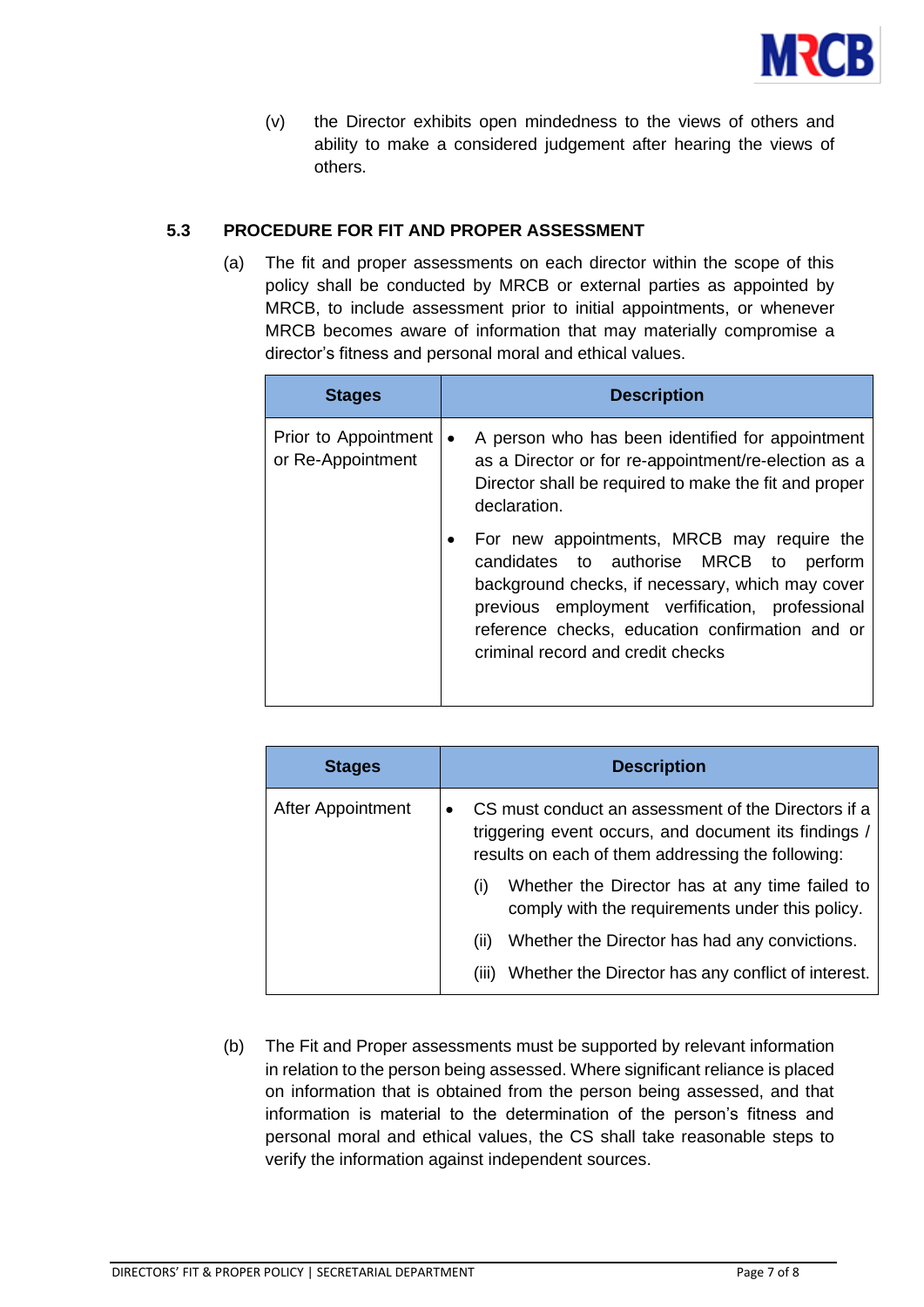(v) the Director exhibits open mindedness to the views of others and ability to make a considered judgement after hearing the views of others.

### 5.3 PROCEDURE FOR FIT AND PROPER ASSESSMENT

(a) The fit and proper assessments on each director within the scope of this policy shall be conducted by MRCB or external parties as appointed by MRCB, to include assessment prior to initial appointments, or whenever MRCB becomes aware of information that may materially compromise a director's fitness and personal moral and ethical values.

| Stages | Description |
|---|---|
| Prior to Appointment or Re-Appointment | • A person who has been identified for appointment as a Director or for re-appointment/re-election as a Director shall be required to make the fit and proper declaration.<br>• For new appointments, MRCB may require the candidates to authorise MRCB to perform background checks, if necessary, which may cover previous employment verfification, professional reference checks, education confirmation and or criminal record and credit checks |
| After Appointment | • CS must conduct an assessment of the Directors if a triggering event occurs, and document its findings / results on each of them addressing the following:<br>(i) Whether the Director has at any time failed to comply with the requirements under this policy.<br>(ii) Whether the Director has had any convictions.<br>(iii) Whether the Director has any conflict of interest. |

(b) The Fit and Proper assessments must be supported by relevant information in relation to the person being assessed. Where significant reliance is placed on information that is obtained from the person being assessed, and that information is material to the determination of the person's fitness and personal moral and ethical values, the CS shall take reasonable steps to verify the information against independent sources.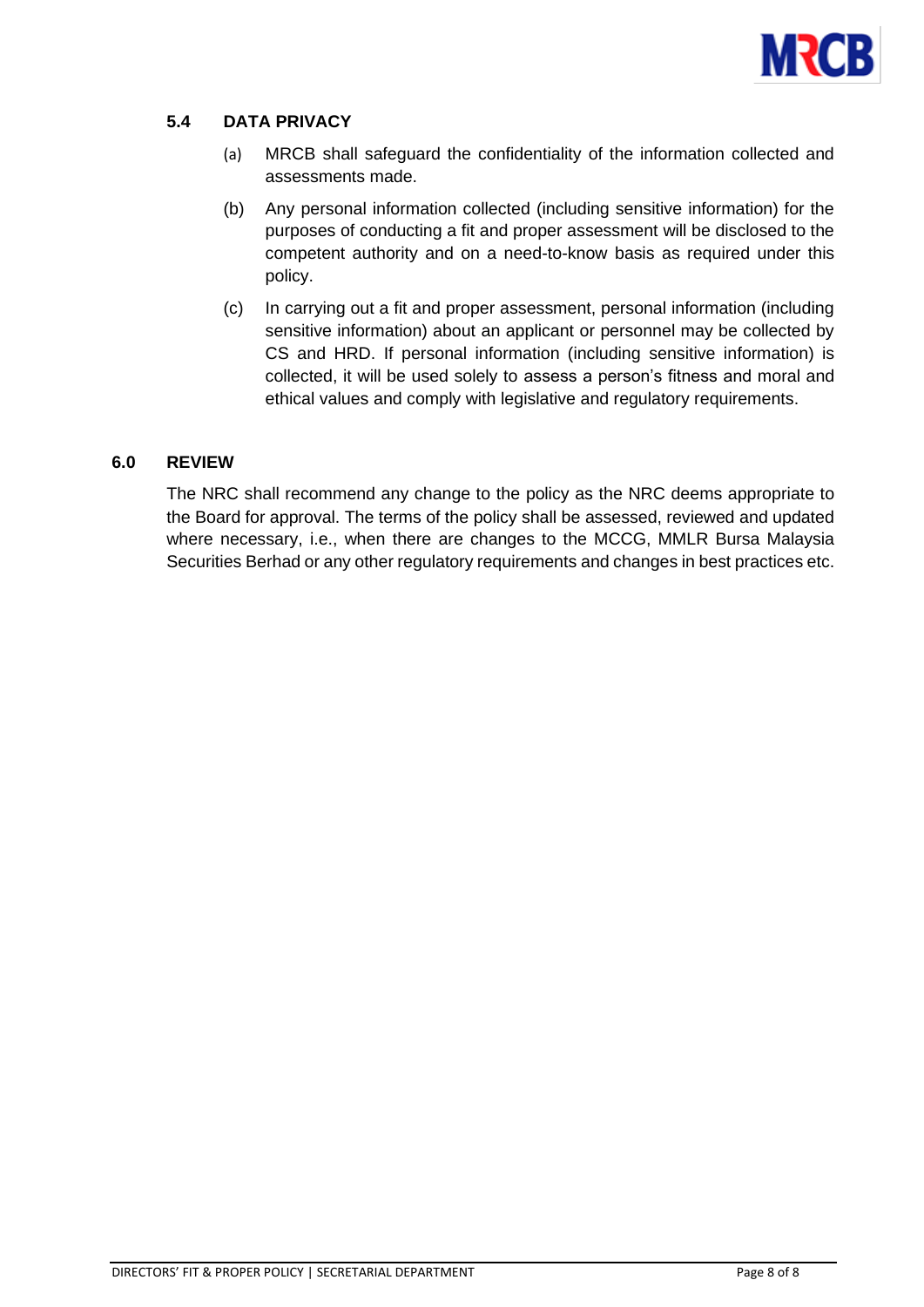### 5.4 DATA PRIVACY

(a) MRCB shall safeguard the confidentiality of the information collected and assessments made.

(b) Any personal information collected (including sensitive information) for the purposes of conducting a fit and proper assessment will be disclosed to the competent authority and on a need-to-know basis as required under this policy.

(c) In carrying out a fit and proper assessment, personal information (including sensitive information) about an applicant or personnel may be collected by CS and HRD. If personal information (including sensitive information) is collected, it will be used solely to assess a person's fitness and moral and ethical values and comply with legislative and regulatory requirements.

## 6.0 REVIEW

The NRC shall recommend any change to the policy as the NRC deems appropriate to the Board for approval. The terms of the policy shall be assessed, reviewed and updated where necessary, i.e., when there are changes to the MCCG, MMLR Bursa Malaysia Securities Berhad or any other regulatory requirements and changes in best practices etc.